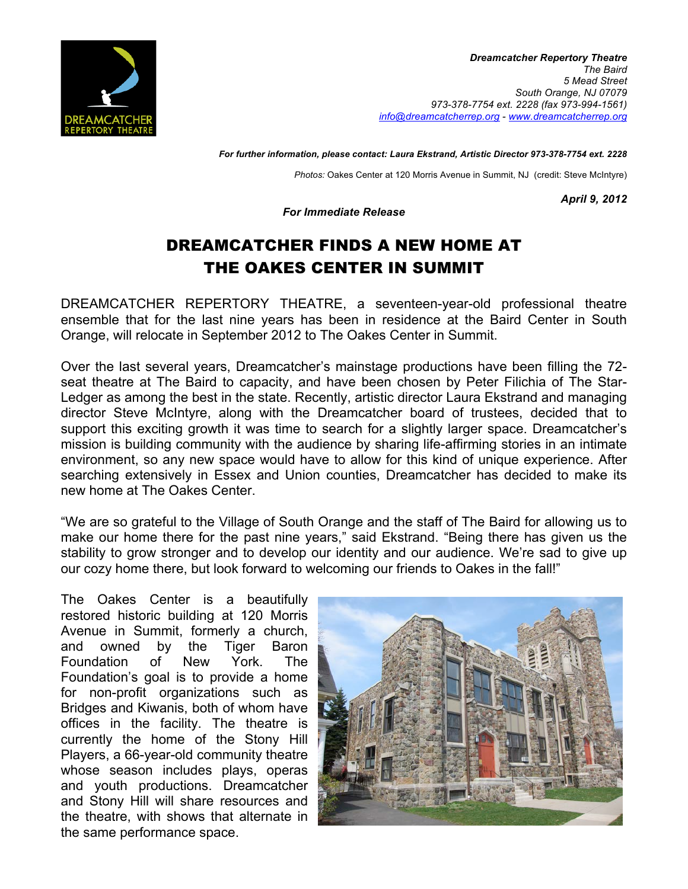**_Dreamcatcher Repertory Theatre_**
_The Baird_
_5 Mead Street_
_South Orange, NJ 07079_
_973-378-7754 ext. 2228 (fax 973-994-1561)_
_info@dreamcatcherrep.org - www.dreamcatcherrep.org_

**_For further information, please contact: Laura Ekstrand, Artistic Director 973-378-7754 ext. 2228_**

_Photos:_ Oakes Center at 120 Morris Avenue in Summit, NJ (credit: Steve McIntyre)

**_April 9, 2012_**

**_For Immediate Release_**

# DREAMCATCHER FINDS A NEW HOME AT THE OAKES CENTER IN SUMMIT

DREAMCATCHER REPERTORY THEATRE, a seventeen-year-old professional theatre ensemble that for the last nine years has been in residence at the Baird Center in South Orange, will relocate in September 2012 to The Oakes Center in Summit.

Over the last several years, Dreamcatcher's mainstage productions have been filling the 72-seat theatre at The Baird to capacity, and have been chosen by Peter Filichia of The Star-Ledger as among the best in the state. Recently, artistic director Laura Ekstrand and managing director Steve McIntyre, along with the Dreamcatcher board of trustees, decided that to support this exciting growth it was time to search for a slightly larger space. Dreamcatcher's mission is building community with the audience by sharing life-affirming stories in an intimate environment, so any new space would have to allow for this kind of unique experience. After searching extensively in Essex and Union counties, Dreamcatcher has decided to make its new home at The Oakes Center.

"We are so grateful to the Village of South Orange and the staff of The Baird for allowing us to make our home there for the past nine years," said Ekstrand. "Being there has given us the stability to grow stronger and to develop our identity and our audience. We're sad to give up our cozy home there, but look forward to welcoming our friends to Oakes in the fall!"

The Oakes Center is a beautifully restored historic building at 120 Morris Avenue in Summit, formerly a church, and owned by the Tiger Baron Foundation of New York. The Foundation's goal is to provide a home for non-profit organizations such as Bridges and Kiwanis, both of whom have offices in the facility. The theatre is currently the home of the Stony Hill Players, a 66-year-old community theatre whose season includes plays, operas and youth productions. Dreamcatcher and Stony Hill will share resources and the theatre, with shows that alternate in the same performance space.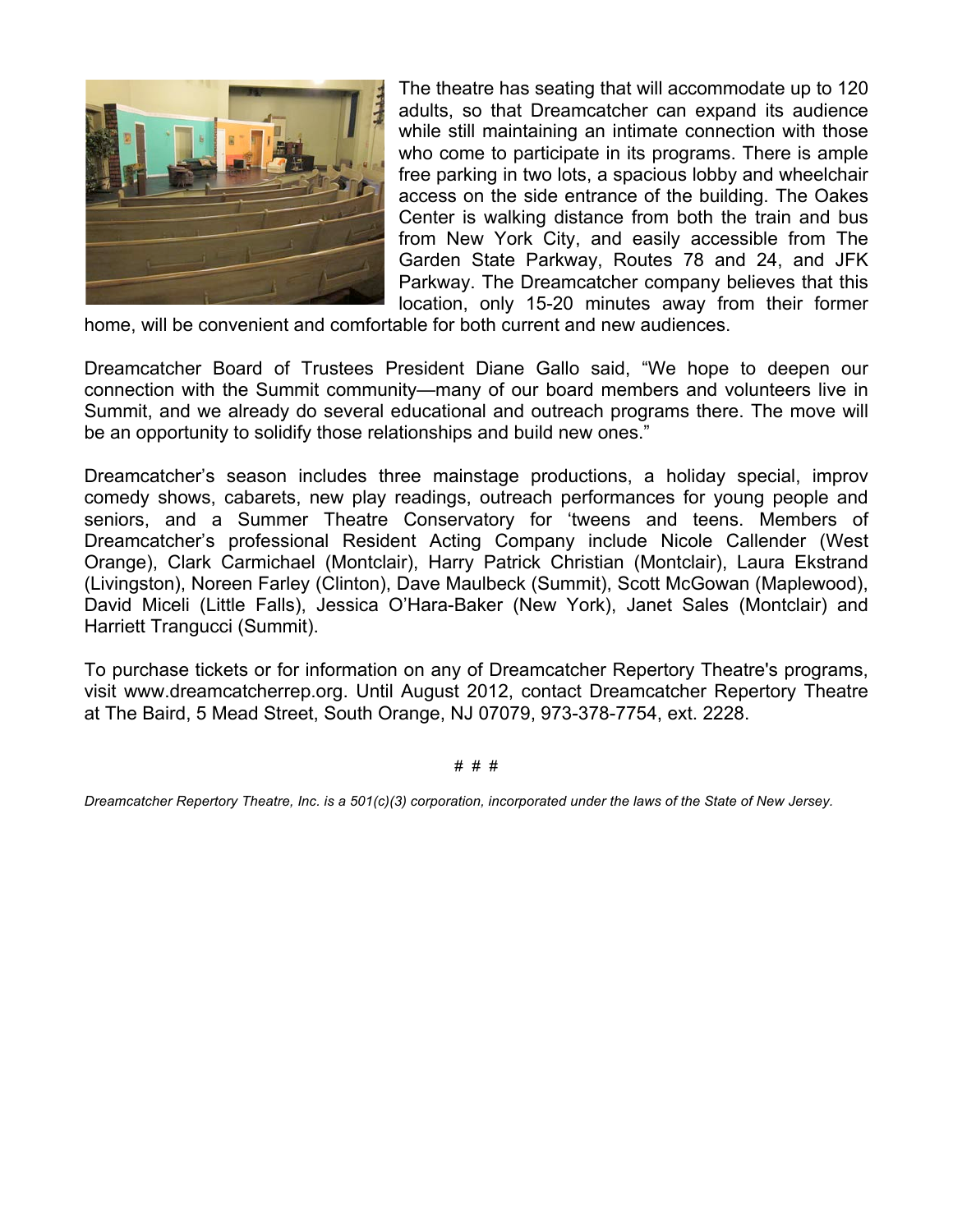The theatre has seating that will accommodate up to 120 adults, so that Dreamcatcher can expand its audience while still maintaining an intimate connection with those who come to participate in its programs. There is ample free parking in two lots, a spacious lobby and wheelchair access on the side entrance of the building. The Oakes Center is walking distance from both the train and bus from New York City, and easily accessible from The Garden State Parkway, Routes 78 and 24, and JFK Parkway. The Dreamcatcher company believes that this location, only 15-20 minutes away from their former home, will be convenient and comfortable for both current and new audiences.

Dreamcatcher Board of Trustees President Diane Gallo said, "We hope to deepen our connection with the Summit community—many of our board members and volunteers live in Summit, and we already do several educational and outreach programs there. The move will be an opportunity to solidify those relationships and build new ones."

Dreamcatcher's season includes three mainstage productions, a holiday special, improv comedy shows, cabarets, new play readings, outreach performances for young people and seniors, and a Summer Theatre Conservatory for 'tweens and teens. Members of Dreamcatcher's professional Resident Acting Company include Nicole Callender (West Orange), Clark Carmichael (Montclair), Harry Patrick Christian (Montclair), Laura Ekstrand (Livingston), Noreen Farley (Clinton), Dave Maulbeck (Summit), Scott McGowan (Maplewood), David Miceli (Little Falls), Jessica O'Hara-Baker (New York), Janet Sales (Montclair) and Harriett Trangucci (Summit).

To purchase tickets or for information on any of Dreamcatcher Repertory Theatre's programs, visit www.dreamcatcherrep.org. Until August 2012, contact Dreamcatcher Repertory Theatre at The Baird, 5 Mead Street, South Orange, NJ 07079, 973-378-7754, ext. 2228.

# # #

*Dreamcatcher Repertory Theatre, Inc. is a 501(c)(3) corporation, incorporated under the laws of the State of New Jersey.*